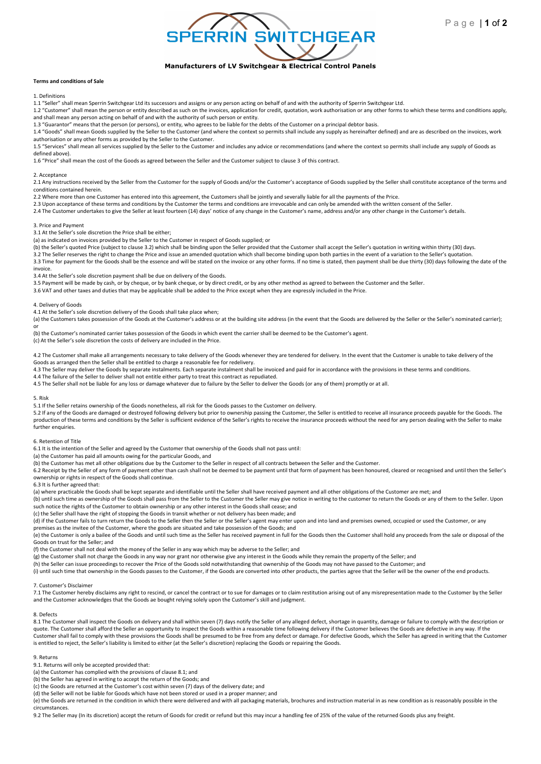# SPERRIN SWITCHGEAR

**Manufacturers of LV Switchgear & Electrical Control Panels**

**Terms and conditions of Sale**

1. Definitions

1.1 "Seller" shall mean Sperrin Switchgear Ltd its successors and assigns or any person acting on behalf of and with the authority of Sperrin Switchgear Ltd.

1.2 "Customer" shall mean the person or entity described as such on the invoices, application for credit, quotation, work authorisation or any other forms to which these terms and conditions apply, and shall mean any person acting on behalf of and with the authority of such person or entity.

1.3 "Guarantor" means that the person (or persons), or entity, who agrees to be liable for the debts of the Customer on a principal debtor basis.

1.4 "Goods" shall mean Goods supplied by the Seller to the Customer (and where the context so permits shall include any supply as hereinafter defined) and are as described on the invoices, work authorisation or any other forms as provided by the Seller to the Customer.

1.5 "Services" shall mean all services supplied by the Seller to the Customer and includes any advice or recommendations (and where the context so permits shall include any supply of Goods as defined above).

1.6 "Price" shall mean the cost of the Goods as agreed between the Seller and the Customer subject to clause 3 of this contract.

2. Acceptance

2.1 Any instructions received by the Seller from the Customer for the supply of Goods and/or the Customer's acceptance of Goods supplied by the Seller shall constitute acceptance of the terms and conditions contained herein.

2.2 Where more than one Customer has entered into this agreement, the Customers shall be jointly and severally liable for all the payments of the Price.

2.3 Upon acceptance of these terms and conditions by the Customer the terms and conditions are irrevocable and can only be amended with the written consent of the Seller.

2.4 The Customer undertakes to give the Seller at least fourteen (14) days' notice of any change in the Customer's name, address and/or any other change in the Customer's details.

3. Price and Payment

3.1 At the Seller's sole discretion the Price shall be either;

(a) as indicated on invoices provided by the Seller to the Customer in respect of Goods supplied; or

(b) the Seller's quoted Price (subject to clause 3.2) which shall be binding upon the Seller provided that the Customer shall accept the Seller's quotation in writing within thirty (30) days.

3.2 The Seller reserves the right to change the Price and issue an amended quotation which shall become binding upon both parties in the event of a variation to the Seller's quotation.

3.3 Time for payment for the Goods shall be the essence and will be stated on the invoice or any other forms. If no time is stated, then payment shall be due thirty (30) days following the date of the invoice.

3.4 At the Seller's sole discretion payment shall be due on delivery of the Goods.

3.5 Payment will be made by cash, or by cheque, or by bank cheque, or by direct credit, or by any other method as agreed to between the Customer and the Seller.

3.6 VAT and other taxes and duties that may be applicable shall be added to the Price except when they are expressly included in the Price.

4. Delivery of Goods

4.1 At the Seller's sole discretion delivery of the Goods shall take place when;

(a) the Customers takes possession of the Goods at the Customer's address or at the building site address (in the event that the Goods are delivered by the Seller or the Seller's nominated carrier); or

(b) the Customer's nominated carrier takes possession of the Goods in which event the carrier shall be deemed to be the Customer's agent.

(c) At the Seller's sole discretion the costs of delivery are included in the Price.

4.2 The Customer shall make all arrangements necessary to take delivery of the Goods whenever they are tendered for delivery. In the event that the Customer is unable to take delivery of the Goods as arranged then the Seller shall be entitled to charge a reasonable fee for redelivery.

4.3 The Seller may deliver the Goods by separate instalments. Each separate instalment shall be invoiced and paid for in accordance with the provisions in these terms and conditions.

4.4 The failure of the Seller to deliver shall not entitle either party to treat this contract as repudiated.

4.5 The Seller shall not be liable for any loss or damage whatever due to failure by the Seller to deliver the Goods (or any of them) promptly or at all.

5. Risk

5.1 If the Seller retains ownership of the Goods nonetheless, all risk for the Goods passes to the Customer on delivery.

5.2 If any of the Goods are damaged or destroyed following delivery but prior to ownership passing the Customer, the Seller is entitled to receive all insurance proceeds payable for the Goods. The production of these terms and conditions by the Seller is sufficient evidence of the Seller's rights to receive the insurance proceeds without the need for any person dealing with the Seller to make further enquiries.

6. Retention of Title

6.1 It is the intention of the Seller and agreed by the Customer that ownership of the Goods shall not pass until:

(a) the Customer has paid all amounts owing for the particular Goods, and

(b) the Customer has met all other obligations due by the Customer to the Seller in respect of all contracts between the Seller and the Customer.

6.2 Receipt by the Seller of any form of payment other than cash shall not be deemed to be payment until that form of payment has been honoured, cleared or recognised and until then the Seller's ownership or rights in respect of the Goods shall continue.

6.3 It is further agreed that:

(a) where practicable the Goods shall be kept separate and identifiable until the Seller shall have received payment and all other obligations of the Customer are met; and

(b) until such time as ownership of the Goods shall pass from the Seller to the Customer the Seller may give notice in writing to the customer to return the Goods or any of them to the Seller. Upon such notice the rights of the Customer to obtain ownership or any other interest in the Goods shall cease; and

(c) the Seller shall have the right of stopping the Goods in transit whether or not delivery has been made; and

(d) if the Customer fails to turn return the Goods to the Seller then the Seller or the Seller's agent may enter upon and into land and premises owned, occupied or used the Customer, or any premises as the invitee of the Customer, where the goods are situated and take possession of the Goods; and

(e) the Customer is only a bailee of the Goods and until such time as the Seller has received payment in full for the Goods then the Customer shall hold any proceeds from the sale or disposal of the Goods on trust for the Seller; and

(f) the Customer shall not deal with the money of the Seller in any way which may be adverse to the Seller; and

(g) the Customer shall not charge the Goods in any way nor grant nor otherwise give any interest in the Goods while they remain the property of the Seller; and

(h) the Seller can issue proceedings to recover the Price of the Goods sold notwithstanding that ownership of the Goods may not have passed to the Customer; and

(i) until such time that ownership in the Goods passes to the Customer, if the Goods are converted into other products, the parties agree that the Seller will be the owner of the end products.

7. Customer's Disclaimer

7.1 The Customer hereby disclaims any right to rescind, or cancel the contract or to sue for damages or to claim restitution arising out of any misrepresentation made to the Customer by the Seller and the Customer acknowledges that the Goods ae bought relying solely upon the Customer's skill and judgment.

8. Defects

8.1 The Customer shall inspect the Goods on delivery and shall within seven (7) days notify the Seller of any alleged defect, shortage in quantity, damage or failure to comply with the description or quote. The Customer shall afford the Seller an opportunity to inspect the Goods within a reasonable time following delivery if the Customer believes the Goods are defective in any way. If the Customer shall fail to comply with these provisions the Goods shall be presumed to be free from any defect or damage. For defective Goods, which the Seller has agreed in writing that the Customer is entitled to reject, the Seller's liability is limited to either (at the Seller's discretion) replacing the Goods or repairing the Goods.

9. Returns

9.1. Returns will only be accepted provided that:

(a) the Customer has complied with the provisions of clause 8.1; and

(b) the Seller has agreed in writing to accept the return of the Goods; and

(c) the Goods are returned at the Customer's cost within seven (7) days of the delivery date; and

(d) the Seller will not be liable for Goods which have not been stored or used in a proper manner; and

(e) the Goods are returned in the condition in which there were delivered and with all packaging materials, brochures and instruction material in as new condition as is reasonably possible in the circumstances.

9.2 The Seller may (In its discretion) accept the return of Goods for credit or refund but this may incur a handling fee of 25% of the value of the returned Goods plus any freight.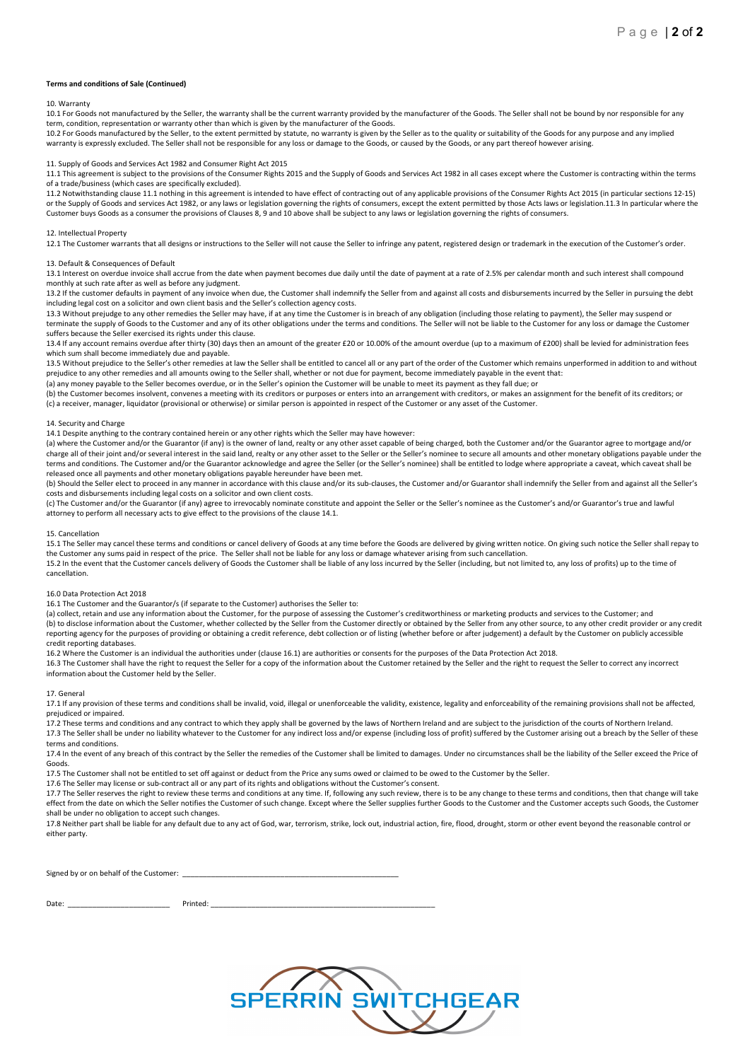**Terms and conditions of Sale (Continued)**

10. Warranty

10.1 For Goods not manufactured by the Seller, the warranty shall be the current warranty provided by the manufacturer of the Goods. The Seller shall not be bound by nor responsible for any term, condition, representation or warranty other than which is given by the manufacturer of the Goods.

10.2 For Goods manufactured by the Seller, to the extent permitted by statute, no warranty is given by the Seller as to the quality or suitability of the Goods for any purpose and any implied warranty is expressly excluded. The Seller shall not be responsible for any loss or damage to the Goods, or caused by the Goods, or any part thereof however arising.

11. Supply of Goods and Services Act 1982 and Consumer Right Act 2015

11.1 This agreement is subject to the provisions of the Consumer Rights 2015 and the Supply of Goods and Services Act 1982 in all cases except where the Customer is contracting within the terms of a trade/business (which cases are specifically excluded).

11.2 Notwithstanding clause 11.1 nothing in this agreement is intended to have effect of contracting out of any applicable provisions of the Consumer Rights Act 2015 (in particular sections 12-15) or the Supply of Goods and services Act 1982, or any laws or legislation governing the rights of consumers, except the extent permitted by those Acts laws or legislation.11.3 In particular where the Customer buys Goods as a consumer the provisions of Clauses 8, 9 and 10 above shall be subject to any laws or legislation governing the rights of consumers.

12. Intellectual Property

12.1 The Customer warrants that all designs or instructions to the Seller will not cause the Seller to infringe any patent, registered design or trademark in the execution of the Customer's order.

13. Default & Consequences of Default

13.1 Interest on overdue invoice shall accrue from the date when payment becomes due daily until the date of payment at a rate of 2.5% per calendar month and such interest shall compound monthly at such rate after as well as before any judgment.

13.2 If the customer defaults in payment of any invoice when due, the Customer shall indemnify the Seller from and against all costs and disbursements incurred by the Seller in pursuing the debt including legal cost on a solicitor and own client basis and the Seller's collection agency costs.

13.3 Without prejudge to any other remedies the Seller may have, if at any time the Customer is in breach of any obligation (including those relating to payment), the Seller may suspend or terminate the supply of Goods to the Customer and any of its other obligations under the terms and conditions. The Seller will not be liable to the Customer for any loss or damage the Customer suffers because the Seller exercised its rights under this clause.

13.4 If any account remains overdue after thirty (30) days then an amount of the greater £20 or 10.00% of the amount overdue (up to a maximum of £200) shall be levied for administration fees which sum shall become immediately due and payable.

13.5 Without prejudice to the Seller's other remedies at law the Seller shall be entitled to cancel all or any part of the order of the Customer which remains unperformed in addition to and without prejudice to any other remedies and all amounts owing to the Seller shall, whether or not due for payment, become immediately payable in the event that:

(a) any money payable to the Seller becomes overdue, or in the Seller's opinion the Customer will be unable to meet its payment as they fall due; or

(b) the Customer becomes insolvent, convenes a meeting with its creditors or purposes or enters into an arrangement with creditors, or makes an assignment for the benefit of its creditors; or

(c) a receiver, manager, liquidator (provisional or otherwise) or similar person is appointed in respect of the Customer or any asset of the Customer.

14. Security and Charge

14.1 Despite anything to the contrary contained herein or any other rights which the Seller may have however:

(a) where the Customer and/or the Guarantor (if any) is the owner of land, realty or any other asset capable of being charged, both the Customer and/or the Guarantor agree to mortgage and/or charge all of their joint and/or several interest in the said land, realty or any other asset to the Seller or the Seller's nominee to secure all amounts and other monetary obligations payable under the terms and conditions. The Customer and/or the Guarantor acknowledge and agree the Seller (or the Seller's nominee) shall be entitled to lodge where appropriate a caveat, which caveat shall be released once all payments and other monetary obligations payable hereunder have been met.

(b) Should the Seller elect to proceed in any manner in accordance with this clause and/or its sub-clauses, the Customer and/or Guarantor shall indemnify the Seller from and against all the Seller's costs and disbursements including legal costs on a solicitor and own client costs.

(c) The Customer and/or the Guarantor (if any) agree to irrevocably nominate constitute and appoint the Seller or the Seller's nominee as the Customer's and/or Guarantor's true and lawful attorney to perform all necessary acts to give effect to the provisions of the clause 14.1.

15. Cancellation

15.1 The Seller may cancel these terms and conditions or cancel delivery of Goods at any time before the Goods are delivered by giving written notice. On giving such notice the Seller shall repay to the Customer any sums paid in respect of the price. The Seller shall not be liable for any loss or damage whatever arising from such cancellation.

15.2 In the event that the Customer cancels delivery of Goods the Customer shall be liable of any loss incurred by the Seller (including, but not limited to, any loss of profits) up to the time of cancellation.

16.0 Data Protection Act 2018

16.1 The Customer and the Guarantor/s (if separate to the Customer) authorises the Seller to:

(a) collect, retain and use any information about the Customer, for the purpose of assessing the Customer's creditworthiness or marketing products and services to the Customer; and

(b) to disclose information about the Customer, whether collected by the Seller from the Customer directly or obtained by the Seller from any other source, to any other credit provider or any credit reporting agency for the purposes of providing or obtaining a credit reference, debt collection or of listing (whether before or after judgement) a default by the Customer on publicly accessible credit reporting databases.

16.2 Where the Customer is an individual the authorities under (clause 16.1) are authorities or consents for the purposes of the Data Protection Act 2018.

16.3 The Customer shall have the right to request the Seller for a copy of the information about the Customer retained by the Seller and the right to request the Seller to correct any incorrect information about the Customer held by the Seller.

17. General

17.1 If any provision of these terms and conditions shall be invalid, void, illegal or unenforceable the validity, existence, legality and enforceability of the remaining provisions shall not be affected, prejudiced or impaired.

17.2 These terms and conditions and any contract to which they apply shall be governed by the laws of Northern Ireland and are subject to the jurisdiction of the courts of Northern Ireland.

17.3 The Seller shall be under no liability whatever to the Customer for any indirect loss and/or expense (including loss of profit) suffered by the Customer arising out a breach by the Seller of these terms and conditions.

17.4 In the event of any breach of this contract by the Seller the remedies of the Customer shall be limited to damages. Under no circumstances shall be the liability of the Seller exceed the Price of Goods.

17.5 The Customer shall not be entitled to set off against or deduct from the Price any sums owed or claimed to be owed to the Customer by the Seller.

17.6 The Seller may license or sub-contract all or any part of its rights and obligations without the Customer's consent.

17.7 The Seller reserves the right to review these terms and conditions at any time. If, following any such review, there is to be any change to these terms and conditions, then that change will take effect from the date on which the Seller notifies the Customer of such change. Except where the Seller supplies further Goods to the Customer and the Customer accepts such Goods, the Customer shall be under no obligation to accept such changes.

17.8 Neither part shall be liable for any default due to any act of God, war, terrorism, strike, lock out, industrial action, fire, flood, drought, storm or other event beyond the reasonable control or either party.

Signed by or on behalf of the Customer: ______________________________________________________

Date: _________________________ Printed: _________________________________________________________

SPERRIN SWITCHGEAR